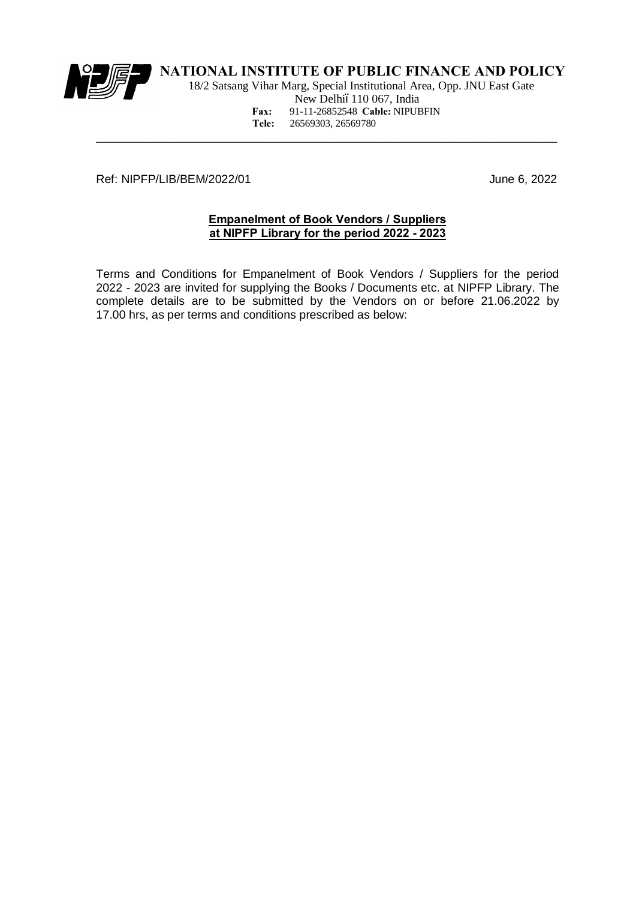**NATIONAL INSTITUTE OF PUBLIC FINANCE AND POLICY**

18/2 Satsang Vihar Marg, Special Institutional Area, Opp. JNU East Gate
New Delhiï 110 067, India
**Fax:** 91-11-26852548 **Cable:** NIPUBFIN
**Tele:** 26569303, 26569780

---

Ref: NIPFP/LIB/BEM/2022/01 June 6, 2022

**Empanelment of Book Vendors / Suppliers at NIPFP Library for the period 2022 - 2023**

Terms and Conditions for Empanelment of Book Vendors / Suppliers for the period 2022 - 2023 are invited for supplying the Books / Documents etc. at NIPFP Library. The complete details are to be submitted by the Vendors on or before 21.06.2022 by 17.00 hrs, as per terms and conditions prescribed as below: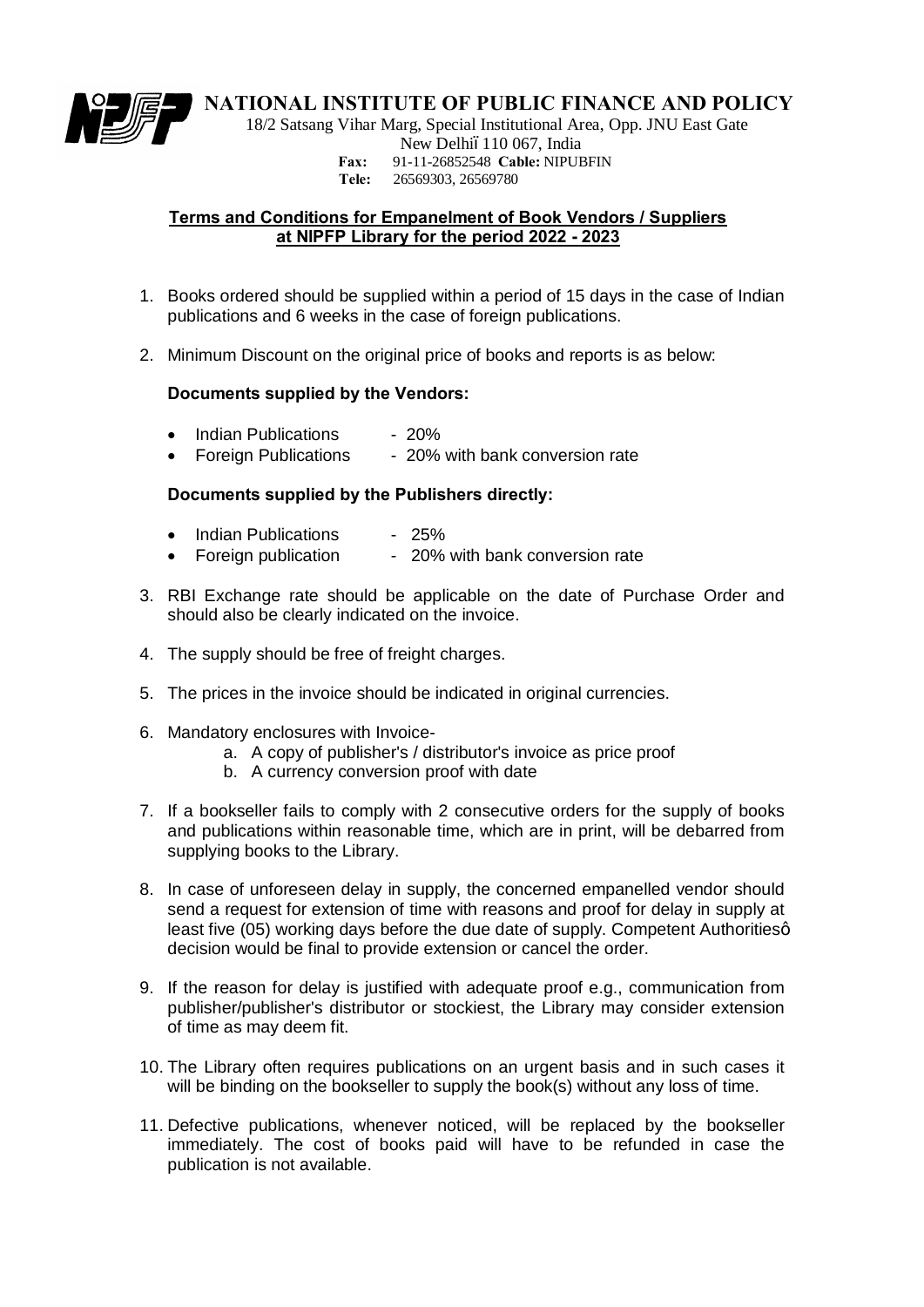# NATIONAL INSTITUTE OF PUBLIC FINANCE AND POLICY

18/2 Satsang Vihar Marg, Special Institutional Area, Opp. JNU East Gate
New Delhiї 110 067, India
**Fax:** 91-11-26852548 **Cable:** NIPUBFIN
**Tele:** 26569303, 26569780

**Terms and Conditions for Empanelment of Book Vendors / Suppliers at NIPFP Library for the period 2022 - 2023**

1. Books ordered should be supplied within a period of 15 days in the case of Indian publications and 6 weeks in the case of foreign publications.

2. Minimum Discount on the original price of books and reports is as below:

   **Documents supplied by the Vendors:**

   - Indian Publications - 20%
   - Foreign Publications - 20% with bank conversion rate

   **Documents supplied by the Publishers directly:**

   - Indian Publications - 25%
   - Foreign publication - 20% with bank conversion rate

3. RBI Exchange rate should be applicable on the date of Purchase Order and should also be clearly indicated on the invoice.

4. The supply should be free of freight charges.

5. The prices in the invoice should be indicated in original currencies.

6. Mandatory enclosures with Invoice-
   a. A copy of publisher's / distributor's invoice as price proof
   b. A currency conversion proof with date

7. If a bookseller fails to comply with 2 consecutive orders for the supply of books and publications within reasonable time, which are in print, will be debarred from supplying books to the Library.

8. In case of unforeseen delay in supply, the concerned empanelled vendor should send a request for extension of time with reasons and proof for delay in supply at least five (05) working days before the due date of supply. Competent Authoritiesô decision would be final to provide extension or cancel the order.

9. If the reason for delay is justified with adequate proof e.g., communication from publisher/publisher's distributor or stockiest, the Library may consider extension of time as may deem fit.

10. The Library often requires publications on an urgent basis and in such cases it will be binding on the bookseller to supply the book(s) without any loss of time.

11. Defective publications, whenever noticed, will be replaced by the bookseller immediately. The cost of books paid will have to be refunded in case the publication is not available.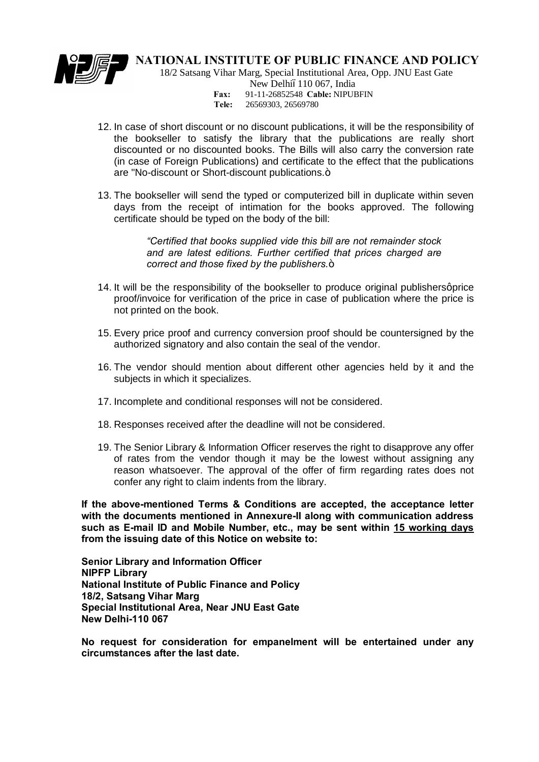12. In case of short discount or no discount publications, it will be the responsibility of the bookseller to satisfy the library that the publications are really short discounted or no discounted books. The Bills will also carry the conversion rate (in case of Foreign Publications) and certificate to the effect that the publications are "No-discount or Short-discount publications.ò

13. The bookseller will send the typed or computerized bill in duplicate within seven days from the receipt of intimation for the books approved. The following certificate should be typed on the body of the bill:

    *"Certified that books supplied vide this bill are not remainder stock and are latest editions. Further certified that prices charged are correct and those fixed by the publishers.*ò

14. It will be the responsibility of the bookseller to produce original publishersôprice proof/invoice for verification of the price in case of publication where the price is not printed on the book.

15. Every price proof and currency conversion proof should be countersigned by the authorized signatory and also contain the seal of the vendor.

16. The vendor should mention about different other agencies held by it and the subjects in which it specializes.

17. Incomplete and conditional responses will not be considered.

18. Responses received after the deadline will not be considered.

19. The Senior Library & Information Officer reserves the right to disapprove any offer of rates from the vendor though it may be the lowest without assigning any reason whatsoever. The approval of the offer of firm regarding rates does not confer any right to claim indents from the library.

**If the above-mentioned Terms & Conditions are accepted, the acceptance letter with the documents mentioned in Annexure-II along with communication address such as E-mail ID and Mobile Number, etc., may be sent within <u>15 working days</u> from the issuing date of this Notice on website to:**

**Senior Library and Information Officer**
**NIPFP Library**
**National Institute of Public Finance and Policy**
**18/2, Satsang Vihar Marg**
**Special Institutional Area, Near JNU East Gate**
**New Delhi-110 067**

**No request for consideration for empanelment will be entertained under any circumstances after the last date.**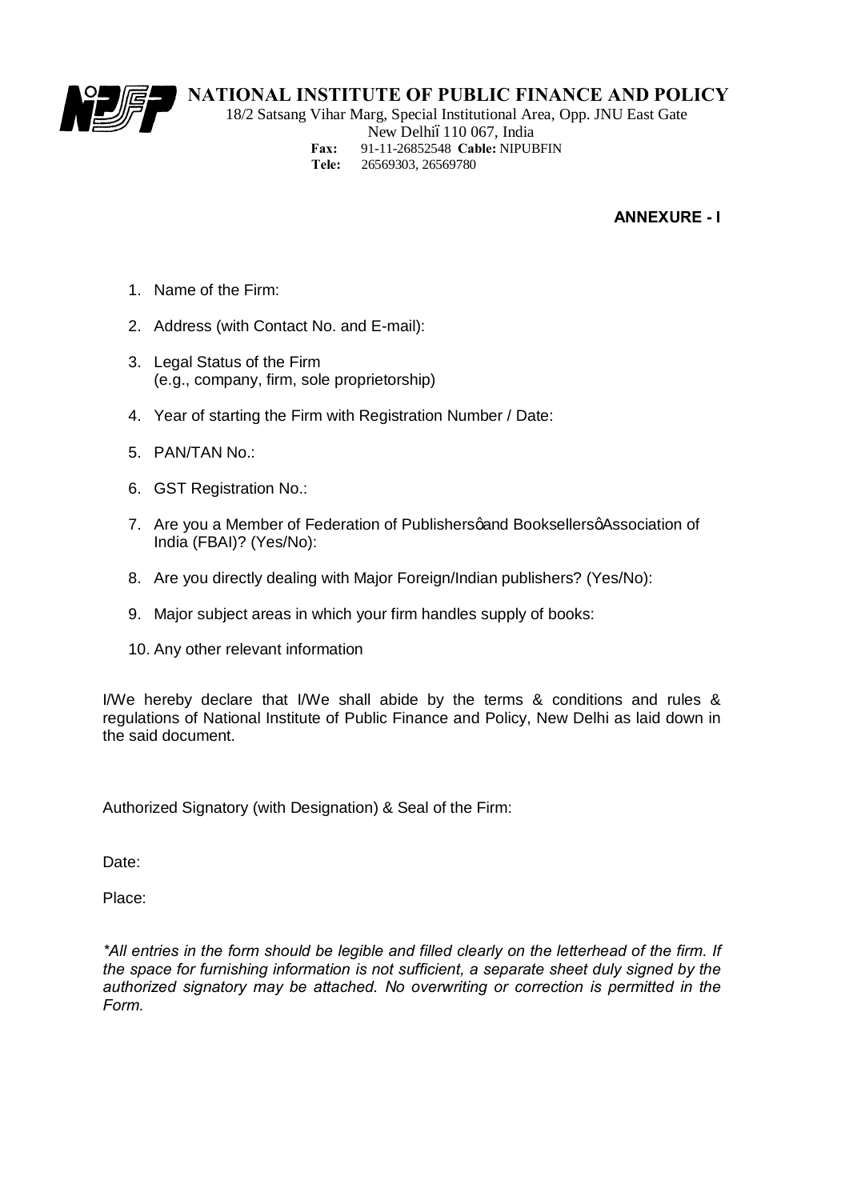# NATIONAL INSTITUTE OF PUBLIC FINANCE AND POLICY

18/2 Satsang Vihar Marg, Special Institutional Area, Opp. JNU East Gate
New Delhi – 110 067, India
**Fax:** 91-11-26852548 **Cable:** NIPUBFIN
**Tele:** 26569303, 26569780

**ANNEXURE - I**

1. Name of the Firm:
2. Address (with Contact No. and E-mail):
3. Legal Status of the Firm
   (e.g., company, firm, sole proprietorship)
4. Year of starting the Firm with Registration Number / Date:
5. PAN/TAN No.:
6. GST Registration No.:
7. Are you a Member of Federation of Publishers' and Booksellers' Association of India (FBAI)? (Yes/No):
8. Are you directly dealing with Major Foreign/Indian publishers? (Yes/No):
9. Major subject areas in which your firm handles supply of books:
10. Any other relevant information

I/We hereby declare that I/We shall abide by the terms & conditions and rules & regulations of National Institute of Public Finance and Policy, New Delhi as laid down in the said document.

Authorized Signatory (with Designation) & Seal of the Firm:

Date:

Place:

*\*All entries in the form should be legible and filled clearly on the letterhead of the firm. If the space for furnishing information is not sufficient, a separate sheet duly signed by the authorized signatory may be attached. No overwriting or correction is permitted in the Form.*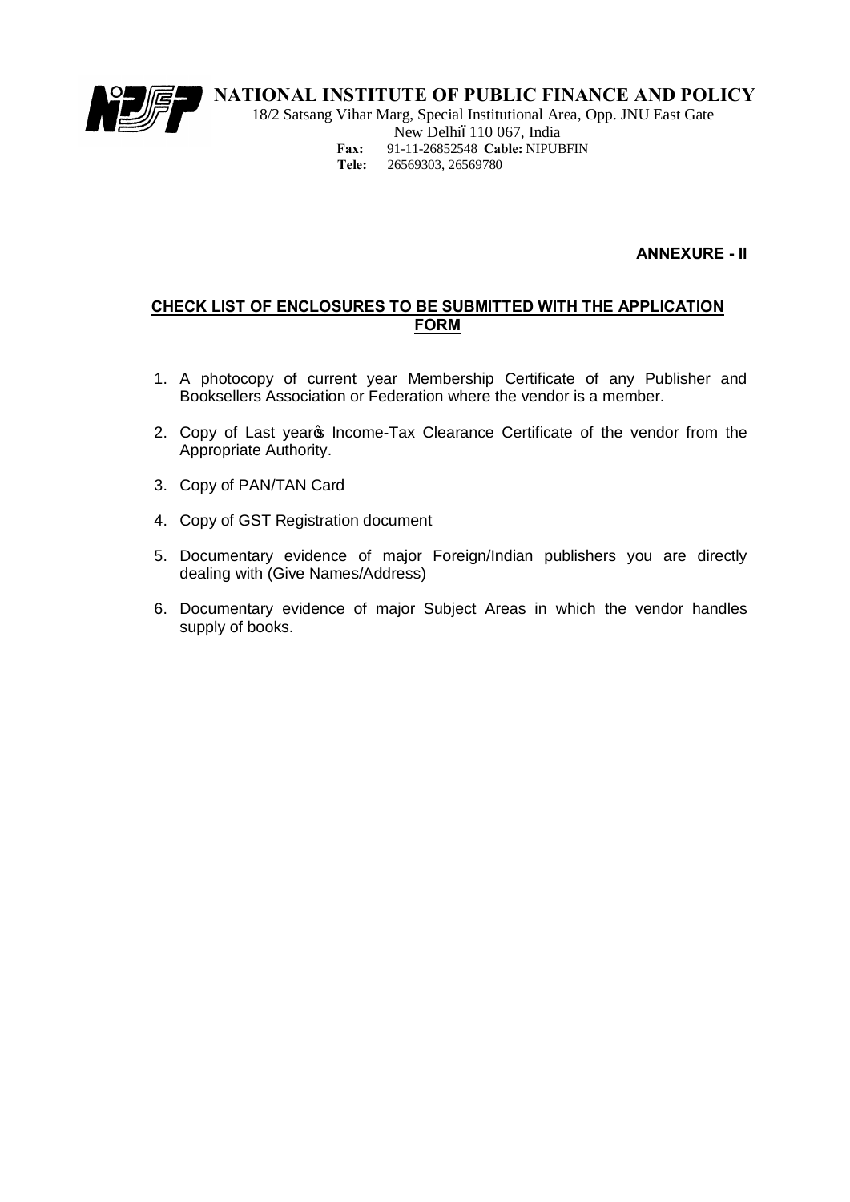**NATIONAL INSTITUTE OF PUBLIC FINANCE AND POLICY**

18/2 Satsang Vihar Marg, Special Institutional Area, Opp. JNU East Gate
New Delhi – 110 067, India
**Fax:** 91-11-26852548 **Cable:** NIPUBFIN
**Tele:** 26569303, 26569780

**ANNEXURE - II**

## CHECK LIST OF ENCLOSURES TO BE SUBMITTED WITH THE APPLICATION FORM

1. A photocopy of current year Membership Certificate of any Publisher and Booksellers Association or Federation where the vendor is a member.
2. Copy of Last year's Income-Tax Clearance Certificate of the vendor from the Appropriate Authority.
3. Copy of PAN/TAN Card
4. Copy of GST Registration document
5. Documentary evidence of major Foreign/Indian publishers you are directly dealing with (Give Names/Address)
6. Documentary evidence of major Subject Areas in which the vendor handles supply of books.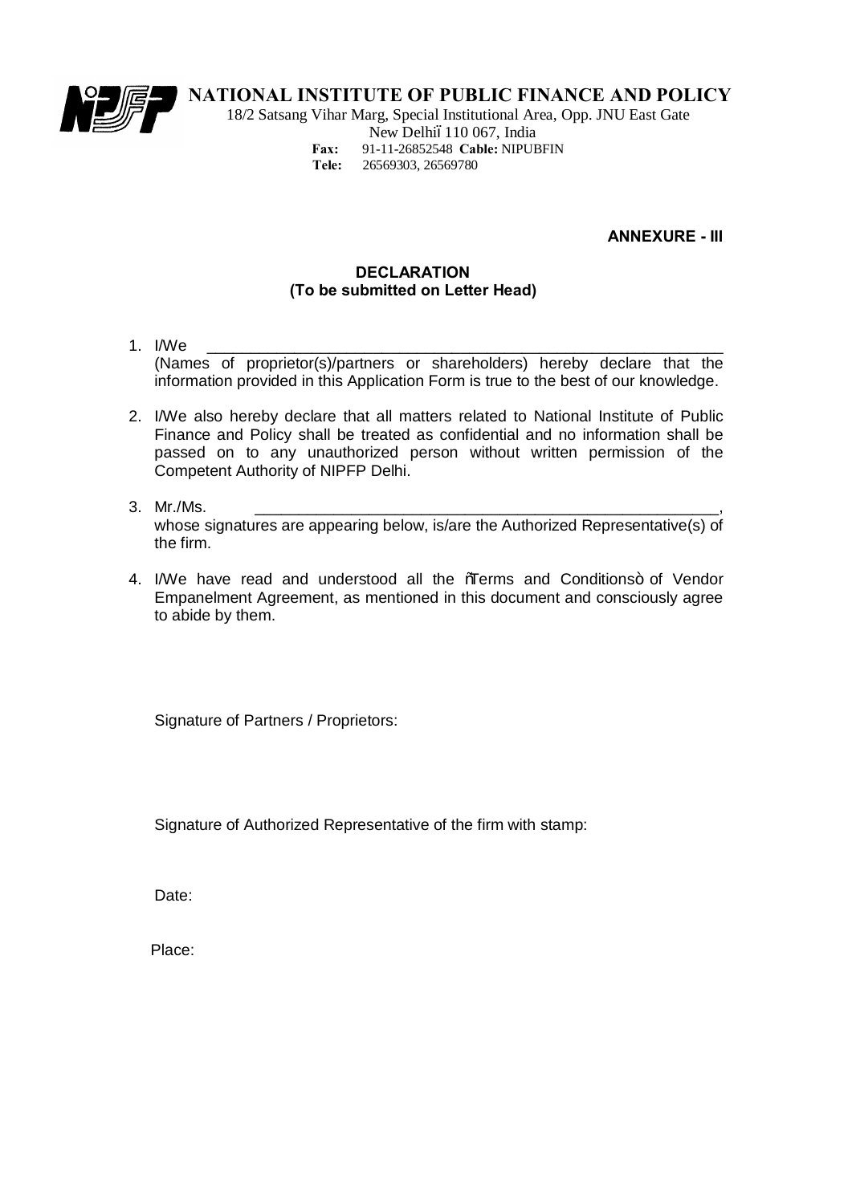# NATIONAL INSTITUTE OF PUBLIC FINANCE AND POLICY

18/2 Satsang Vihar Marg, Special Institutional Area, Opp. JNU East Gate
New Delhi– 110 067, India
**Fax:** 91-11-26852548 **Cable:** NIPUBFIN
**Tele:** 26569303, 26569780

**ANNEXURE - III**

**DECLARATION**
**(To be submitted on Letter Head)**

1. I/We ___________________________________________________________ (Names of proprietor(s)/partners or shareholders) hereby declare that the information provided in this Application Form is true to the best of our knowledge.

2. I/We also hereby declare that all matters related to National Institute of Public Finance and Policy shall be treated as confidential and no information shall be passed on to any unauthorized person without written permission of the Competent Authority of NIPFP Delhi.

3. Mr./Ms. _____________________________________________________, whose signatures are appearing below, is/are the Authorized Representative(s) of the firm.

4. I/We have read and understood all the "Terms and Conditions" of Vendor Empanelment Agreement, as mentioned in this document and consciously agree to abide by them.

Signature of Partners / Proprietors:

Signature of Authorized Representative of the firm with stamp:

Date:

Place: